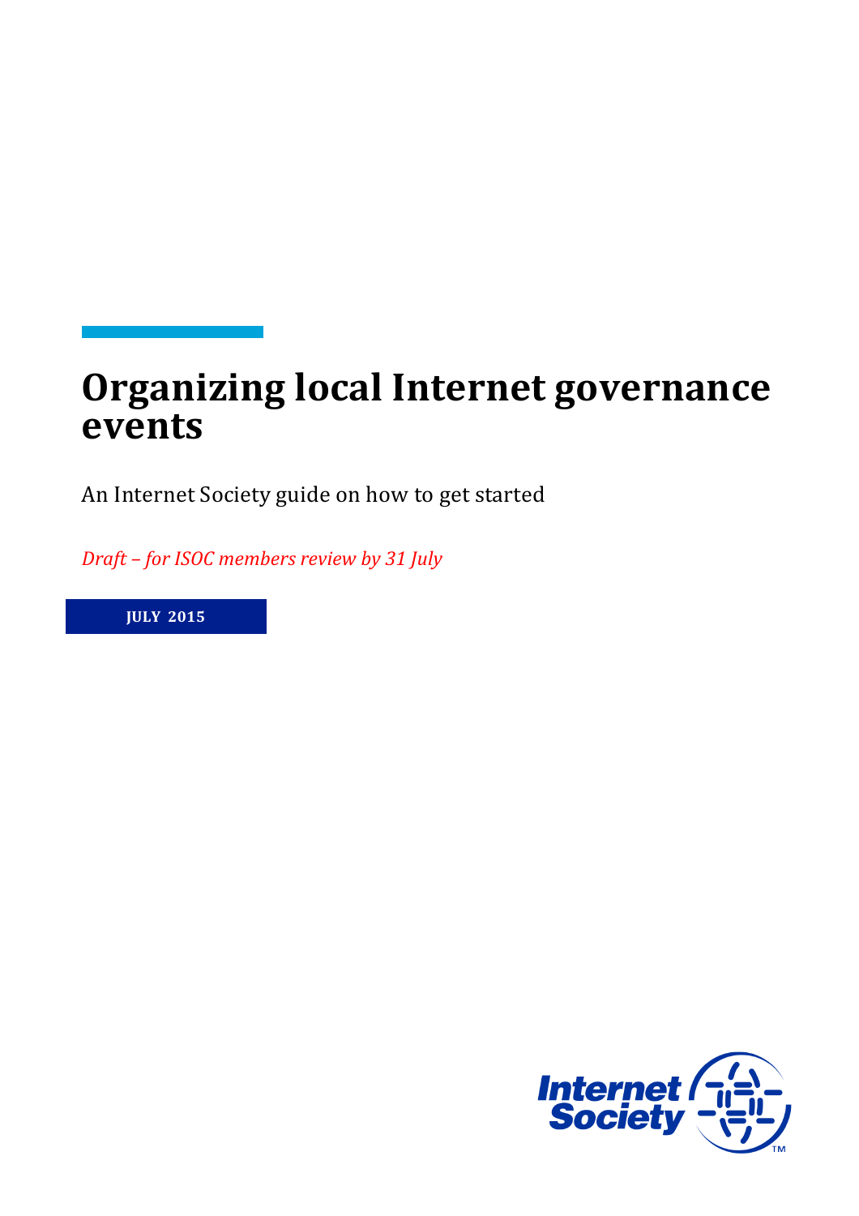# Organizing local Internet governance events

An Internet Society guide on how to get started

*Draft – for ISOC members review by 31 July*

**JULY 2015**

Internet Society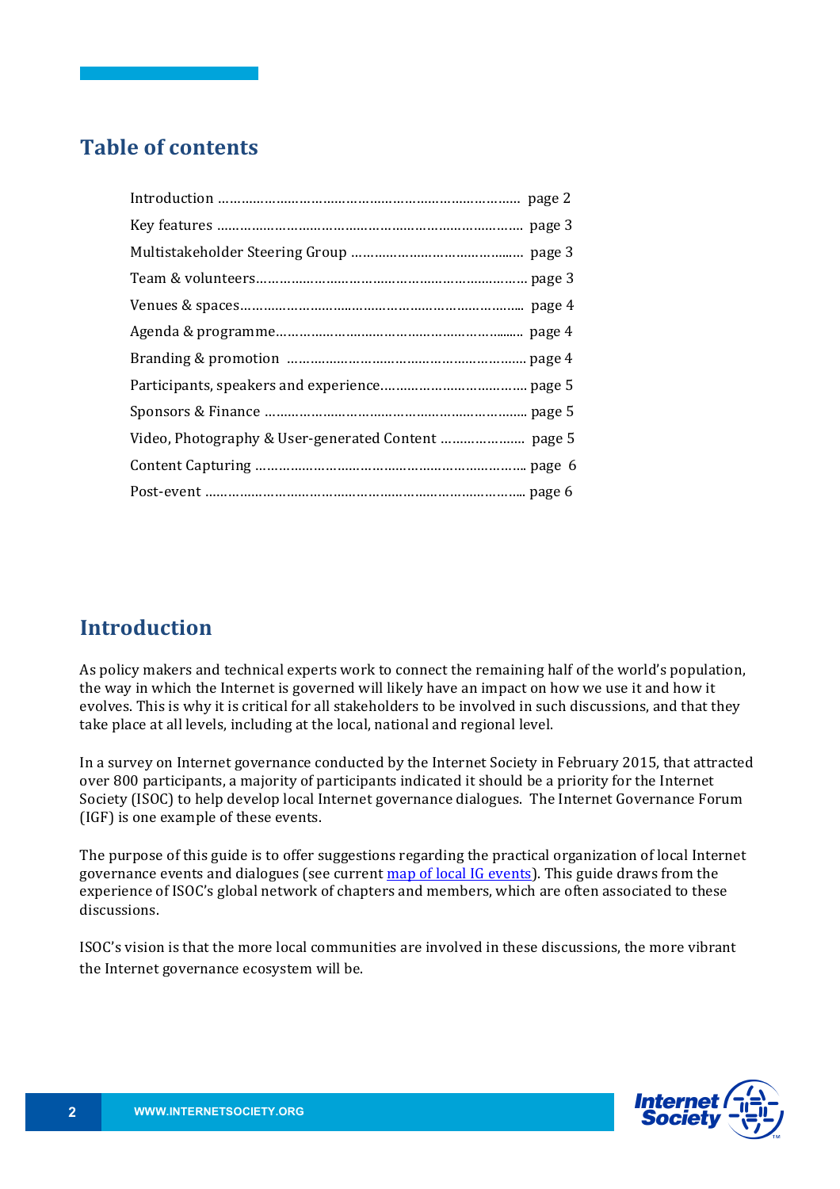## Table of contents

| | |
|---|---|
| Introduction | page 2 |
| Key features | page 3 |
| Multistakeholder Steering Group | page 3 |
| Team & volunteers | page 3 |
| Venues & spaces | page 4 |
| Agenda & programme | page 4 |
| Branding & promotion | page 4 |
| Participants, speakers and experience | page 5 |
| Sponsors & Finance | page 5 |
| Video, Photography & User-generated Content | page 5 |
| Content Capturing | page 6 |
| Post-event | page 6 |

## Introduction

As policy makers and technical experts work to connect the remaining half of the world's population, the way in which the Internet is governed will likely have an impact on how we use it and how it evolves. This is why it is critical for all stakeholders to be involved in such discussions, and that they take place at all levels, including at the local, national and regional level.

In a survey on Internet governance conducted by the Internet Society in February 2015, that attracted over 800 participants, a majority of participants indicated it should be a priority for the Internet Society (ISOC) to help develop local Internet governance dialogues. The Internet Governance Forum (IGF) is one example of these events.

The purpose of this guide is to offer suggestions regarding the practical organization of local Internet governance events and dialogues (see current map of local IG events). This guide draws from the experience of ISOC's global network of chapters and members, which are often associated to these discussions.

ISOC's vision is that the more local communities are involved in these discussions, the more vibrant the Internet governance ecosystem will be.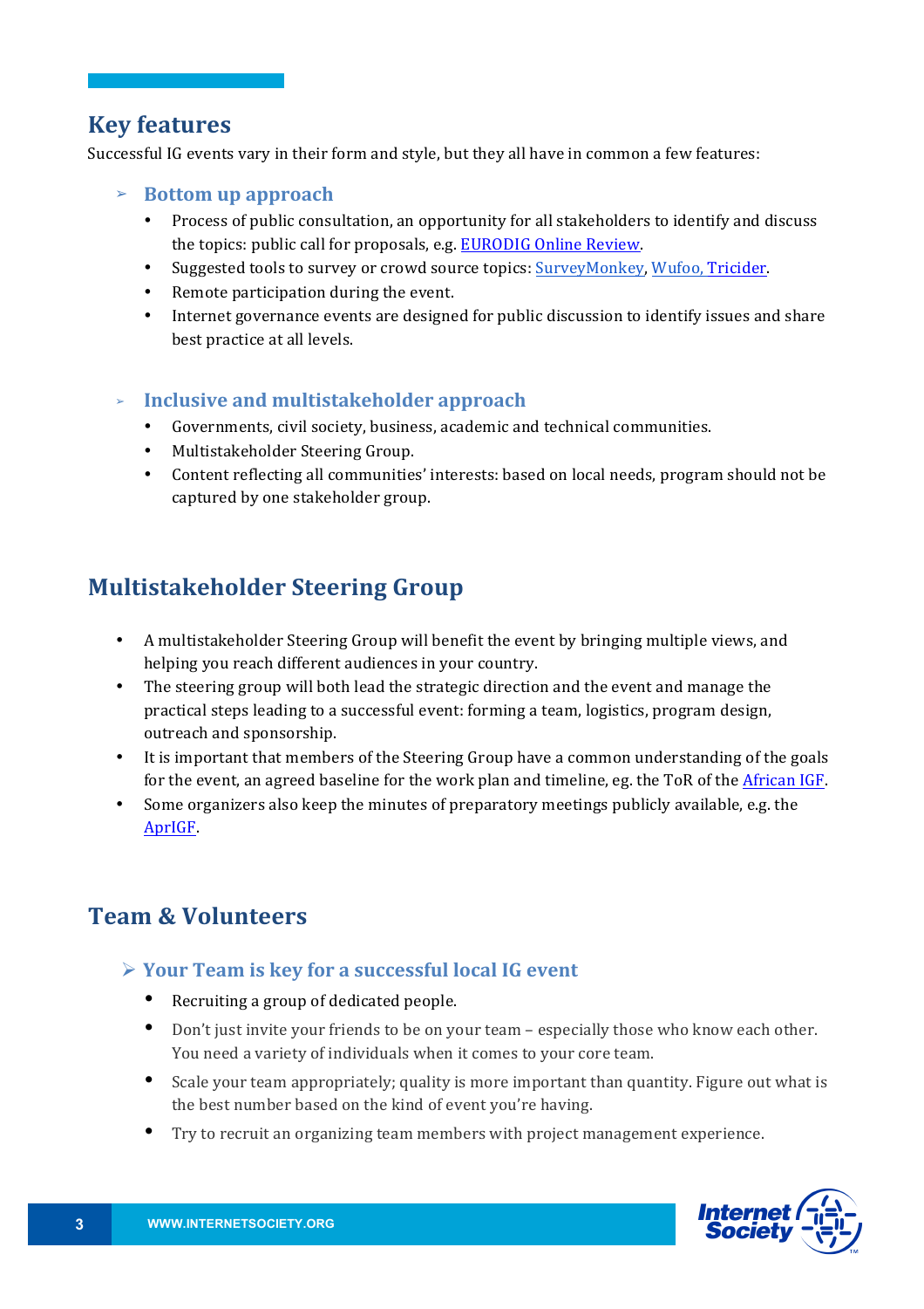## Key features

Successful IG events vary in their form and style, but they all have in common a few features:

### Bottom up approach

- Process of public consultation, an opportunity for all stakeholders to identify and discuss the topics: public call for proposals, e.g. EURODIG Online Review.
- Suggested tools to survey or crowd source topics: SurveyMonkey, Wufoo, Tricider.
- Remote participation during the event.
- Internet governance events are designed for public discussion to identify issues and share best practice at all levels.

### Inclusive and multistakeholder approach

- Governments, civil society, business, academic and technical communities.
- Multistakeholder Steering Group.
- Content reflecting all communities' interests: based on local needs, program should not be captured by one stakeholder group.

## Multistakeholder Steering Group

- A multistakeholder Steering Group will benefit the event by bringing multiple views, and helping you reach different audiences in your country.
- The steering group will both lead the strategic direction and the event and manage the practical steps leading to a successful event: forming a team, logistics, program design, outreach and sponsorship.
- It is important that members of the Steering Group have a common understanding of the goals for the event, an agreed baseline for the work plan and timeline, eg. the ToR of the African IGF.
- Some organizers also keep the minutes of preparatory meetings publicly available, e.g. the AprIGF.

## Team & Volunteers

### Your Team is key for a successful local IG event

- Recruiting a group of dedicated people.
- Don't just invite your friends to be on your team – especially those who know each other. You need a variety of individuals when it comes to your core team.
- Scale your team appropriately; quality is more important than quantity. Figure out what is the best number based on the kind of event you're having.
- Try to recruit an organizing team members with project management experience.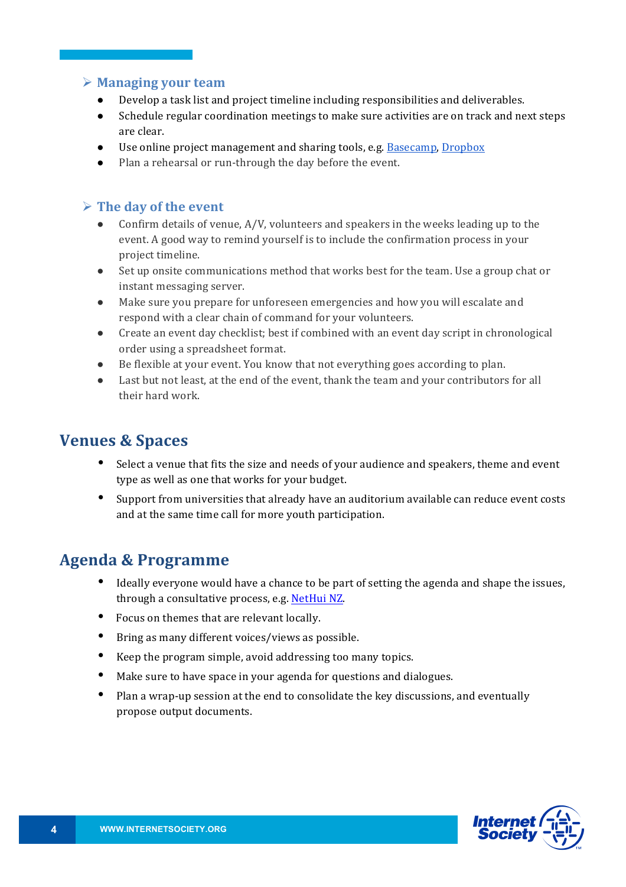### ➢ Managing your team

- Develop a task list and project timeline including responsibilities and deliverables.
- Schedule regular coordination meetings to make sure activities are on track and next steps are clear.
- Use online project management and sharing tools, e.g. [Basecamp](), [Dropbox]()
- Plan a rehearsal or run-through the day before the event.

### ➢ The day of the event

- Confirm details of venue, A/V, volunteers and speakers in the weeks leading up to the event. A good way to remind yourself is to include the confirmation process in your project timeline.
- Set up onsite communications method that works best for the team. Use a group chat or instant messaging server.
- Make sure you prepare for unforeseen emergencies and how you will escalate and respond with a clear chain of command for your volunteers.
- Create an event day checklist; best if combined with an event day script in chronological order using a spreadsheet format.
- Be flexible at your event. You know that not everything goes according to plan.
- Last but not least, at the end of the event, thank the team and your contributors for all their hard work.

## Venues & Spaces

- Select a venue that fits the size and needs of your audience and speakers, theme and event type as well as one that works for your budget.
- Support from universities that already have an auditorium available can reduce event costs and at the same time call for more youth participation.

## Agenda & Programme

- Ideally everyone would have a chance to be part of setting the agenda and shape the issues, through a consultative process, e.g. [NetHui NZ]().
- Focus on themes that are relevant locally.
- Bring as many different voices/views as possible.
- Keep the program simple, avoid addressing too many topics.
- Make sure to have space in your agenda for questions and dialogues.
- Plan a wrap-up session at the end to consolidate the key discussions, and eventually propose output documents.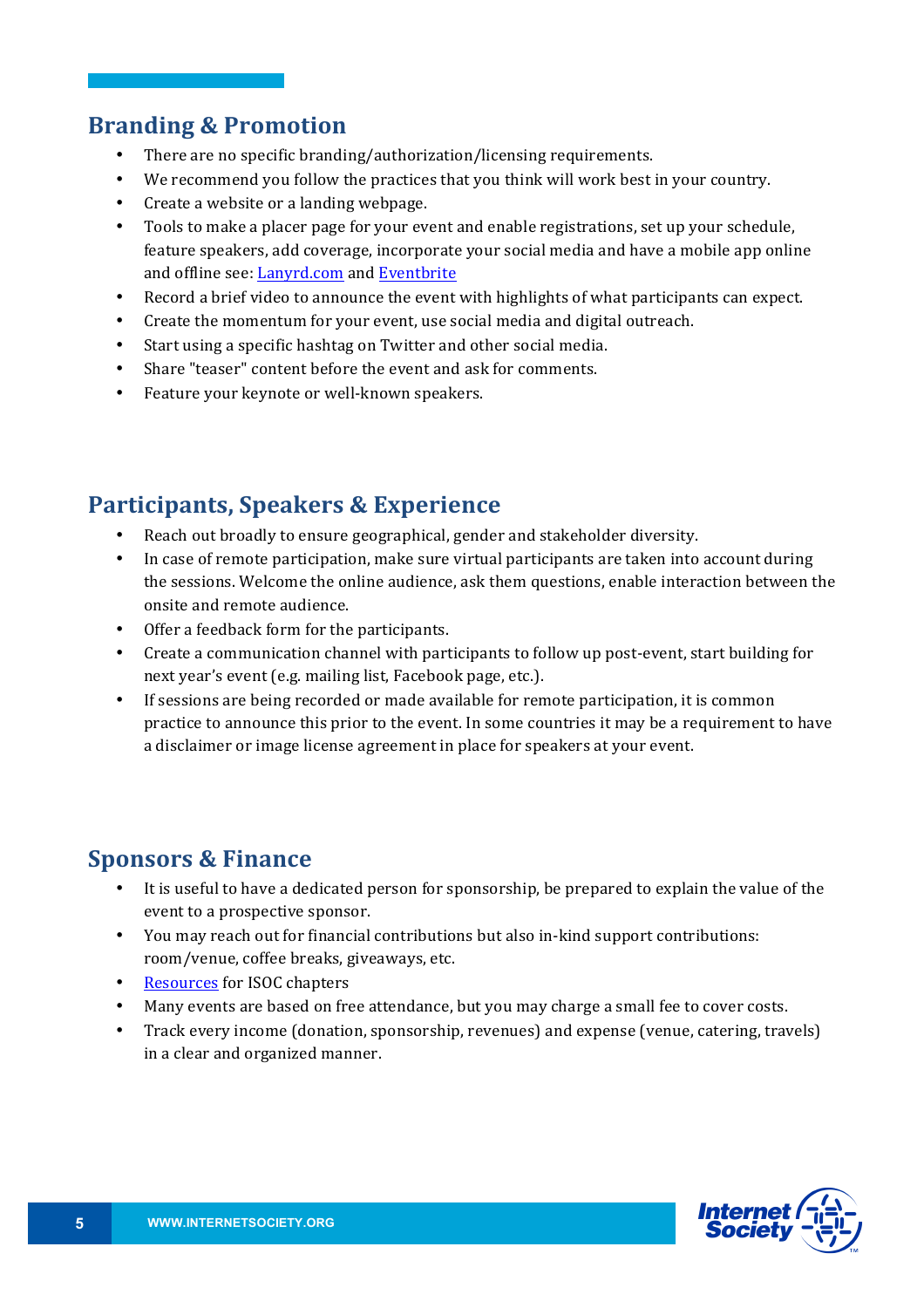## Branding & Promotion

- There are no specific branding/authorization/licensing requirements.
- We recommend you follow the practices that you think will work best in your country.
- Create a website or a landing webpage.
- Tools to make a placer page for your event and enable registrations, set up your schedule, feature speakers, add coverage, incorporate your social media and have a mobile app online and offline see: Lanyrd.com and Eventbrite
- Record a brief video to announce the event with highlights of what participants can expect.
- Create the momentum for your event, use social media and digital outreach.
- Start using a specific hashtag on Twitter and other social media.
- Share "teaser" content before the event and ask for comments.
- Feature your keynote or well-known speakers.

## Participants, Speakers & Experience

- Reach out broadly to ensure geographical, gender and stakeholder diversity.
- In case of remote participation, make sure virtual participants are taken into account during the sessions. Welcome the online audience, ask them questions, enable interaction between the onsite and remote audience.
- Offer a feedback form for the participants.
- Create a communication channel with participants to follow up post-event, start building for next year's event (e.g. mailing list, Facebook page, etc.).
- If sessions are being recorded or made available for remote participation, it is common practice to announce this prior to the event. In some countries it may be a requirement to have a disclaimer or image license agreement in place for speakers at your event.

## Sponsors & Finance

- It is useful to have a dedicated person for sponsorship, be prepared to explain the value of the event to a prospective sponsor.
- You may reach out for financial contributions but also in-kind support contributions: room/venue, coffee breaks, giveaways, etc.
- Resources for ISOC chapters
- Many events are based on free attendance, but you may charge a small fee to cover costs.
- Track every income (donation, sponsorship, revenues) and expense (venue, catering, travels) in a clear and organized manner.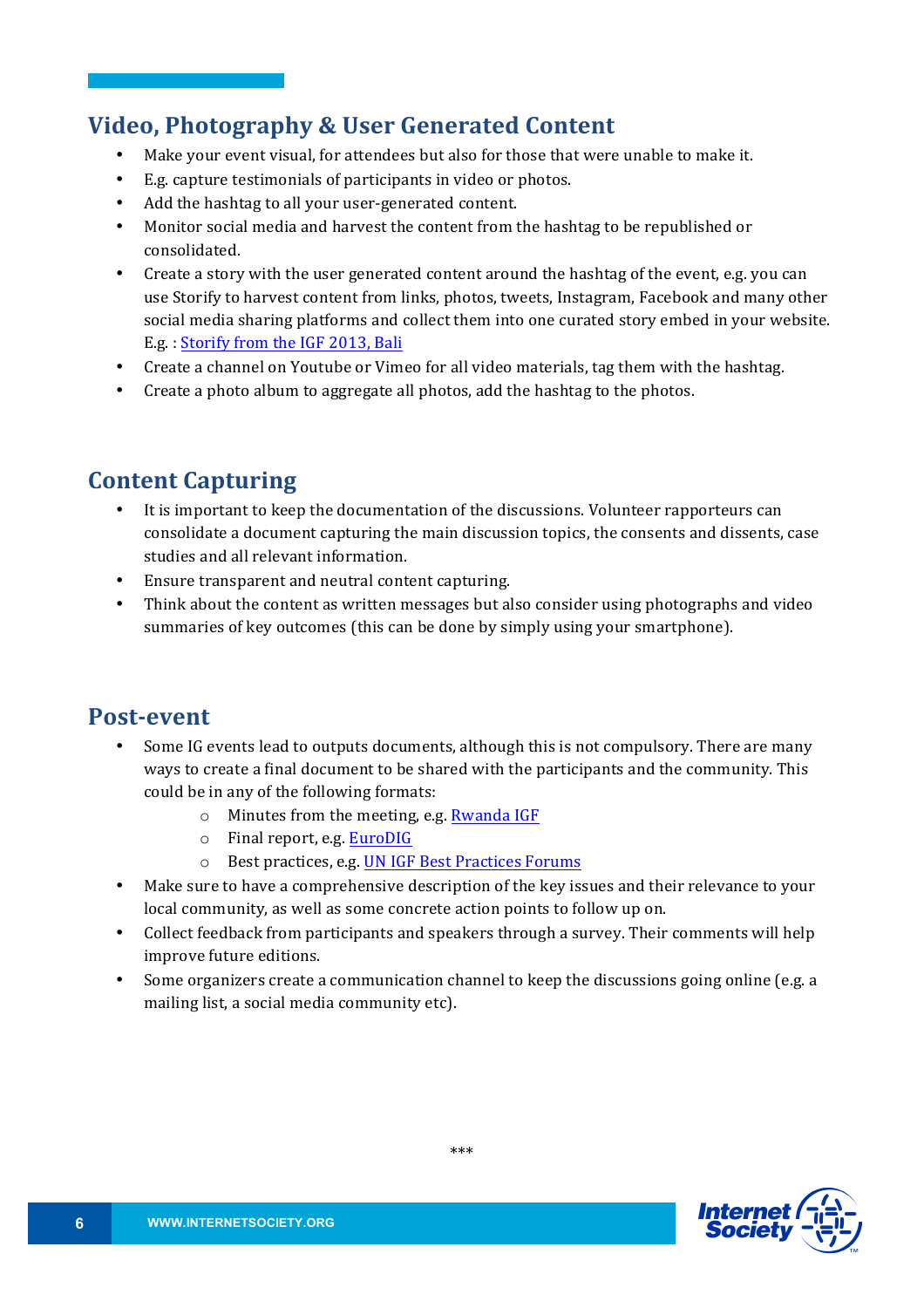## Video, Photography & User Generated Content

- Make your event visual, for attendees but also for those that were unable to make it.
- E.g. capture testimonials of participants in video or photos.
- Add the hashtag to all your user-generated content.
- Monitor social media and harvest the content from the hashtag to be republished or consolidated.
- Create a story with the user generated content around the hashtag of the event, e.g. you can use Storify to harvest content from links, photos, tweets, Instagram, Facebook and many other social media sharing platforms and collect them into one curated story embed in your website. E.g. : Storify from the IGF 2013, Bali
- Create a channel on Youtube or Vimeo for all video materials, tag them with the hashtag.
- Create a photo album to aggregate all photos, add the hashtag to the photos.

## Content Capturing

- It is important to keep the documentation of the discussions. Volunteer rapporteurs can consolidate a document capturing the main discussion topics, the consents and dissents, case studies and all relevant information.
- Ensure transparent and neutral content capturing.
- Think about the content as written messages but also consider using photographs and video summaries of key outcomes (this can be done by simply using your smartphone).

## Post-event

- Some IG events lead to outputs documents, although this is not compulsory. There are many ways to create a final document to be shared with the participants and the community. This could be in any of the following formats:
  - Minutes from the meeting, e.g. Rwanda IGF
  - Final report, e.g. EuroDIG
  - Best practices, e.g. UN IGF Best Practices Forums
- Make sure to have a comprehensive description of the key issues and their relevance to your local community, as well as some concrete action points to follow up on.
- Collect feedback from participants and speakers through a survey. Their comments will help improve future editions.
- Some organizers create a communication channel to keep the discussions going online (e.g. a mailing list, a social media community etc).

***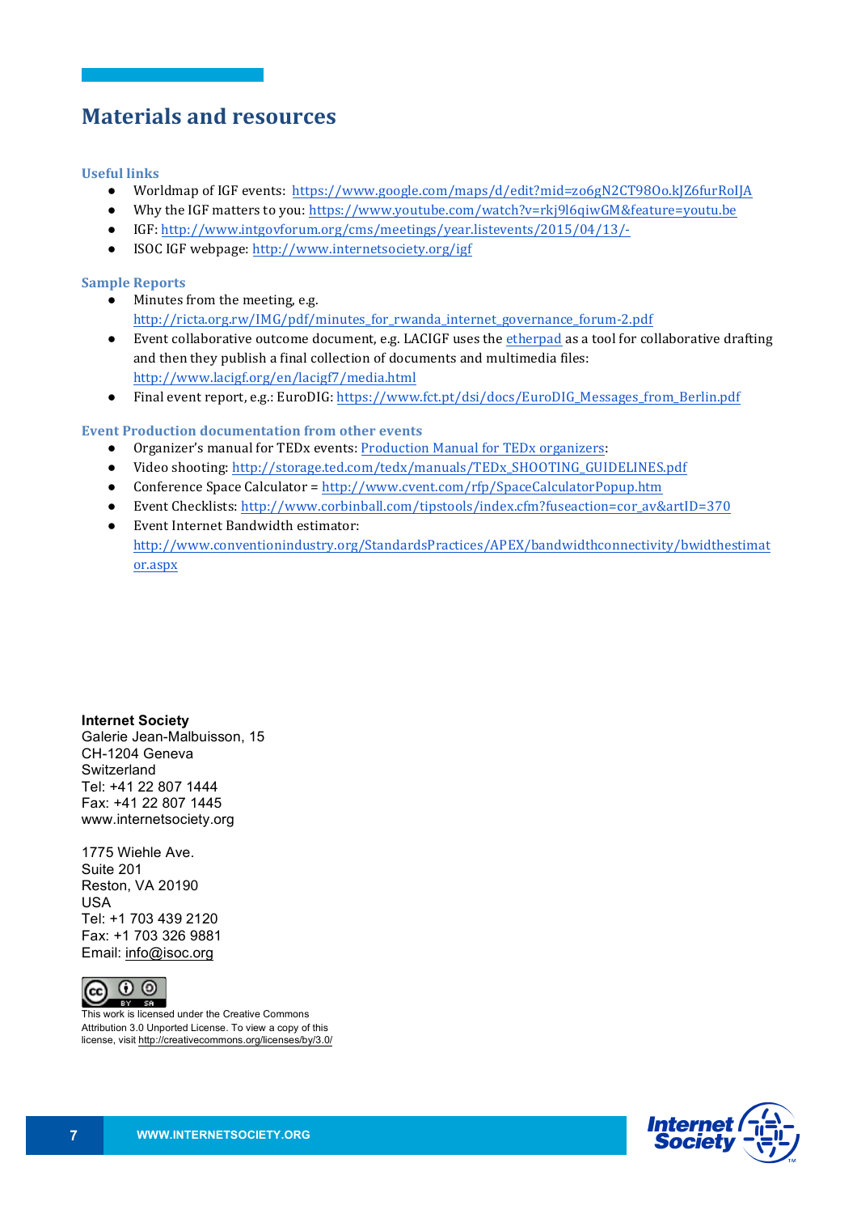# Materials and resources

### Useful links

- Worldmap of IGF events: https://www.google.com/maps/d/edit?mid=zo6gN2CT98Oo.kJZ6furRoIJA
- Why the IGF matters to you: https://www.youtube.com/watch?v=rkj9l6qiwGM&feature=youtu.be
- IGF: http://www.intgovforum.org/cms/meetings/year.listevents/2015/04/13/-
- ISOC IGF webpage: http://www.internetsociety.org/igf

### Sample Reports

- Minutes from the meeting, e.g. http://ricta.org.rw/IMG/pdf/minutes_for_rwanda_internet_governance_forum-2.pdf
- Event collaborative outcome document, e.g. LACIGF uses the etherpad as a tool for collaborative drafting and then they publish a final collection of documents and multimedia files: http://www.lacigf.org/en/lacigf7/media.html
- Final event report, e.g.: EuroDIG: https://www.fct.pt/dsi/docs/EuroDIG_Messages_from_Berlin.pdf

### Event Production documentation from other events

- Organizer's manual for TEDx events: Production Manual for TEDx organizers:
- Video shooting: http://storage.ted.com/tedx/manuals/TEDx_SHOOTING_GUIDELINES.pdf
- Conference Space Calculator = http://www.cvent.com/rfp/SpaceCalculatorPopup.htm
- Event Checklists: http://www.corbinball.com/tipstools/index.cfm?fuseaction=cor_av&artID=370
- Event Internet Bandwidth estimator: http://www.conventionindustry.org/StandardsPractices/APEX/bandwidthconnectivity/bwidthestimator.aspx

**Internet Society**
Galerie Jean-Malbuisson, 15
CH-1204 Geneva
Switzerland
Tel: +41 22 807 1444
Fax: +41 22 807 1445
www.internetsociety.org

1775 Wiehle Ave.
Suite 201
Reston, VA 20190
USA
Tel: +1 703 439 2120
Fax: +1 703 326 9881
Email: info@isoc.org

This work is licensed under the Creative Commons Attribution 3.0 Unported License. To view a copy of this license, visit http://creativecommons.org/licenses/by/3.0/